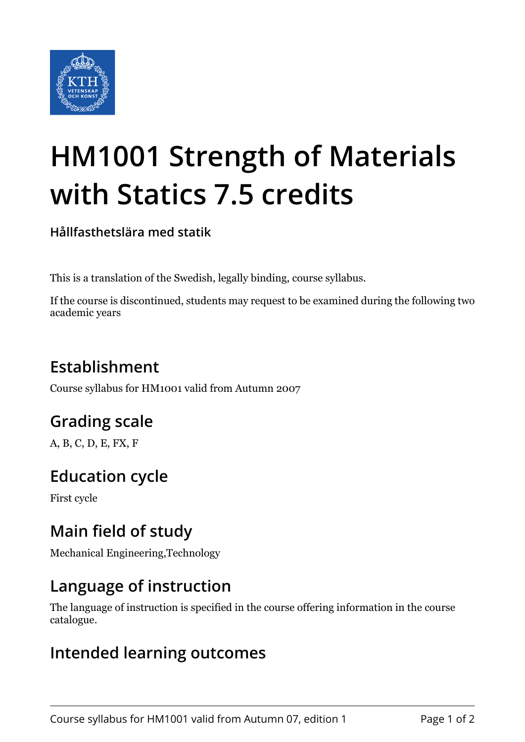# HM1001 Strength of Materials with Statics 7.5 credits

**Hållfasthetslära med statik**

This is a translation of the Swedish, legally binding, course syllabus.

If the course is discontinued, students may request to be examined during the following two academic years

## Establishment

Course syllabus for HM1001 valid from Autumn 2007

## Grading scale

A, B, C, D, E, FX, F

## Education cycle

First cycle

## Main field of study

Mechanical Engineering,Technology

## Language of instruction

The language of instruction is specified in the course offering information in the course catalogue.

## Intended learning outcomes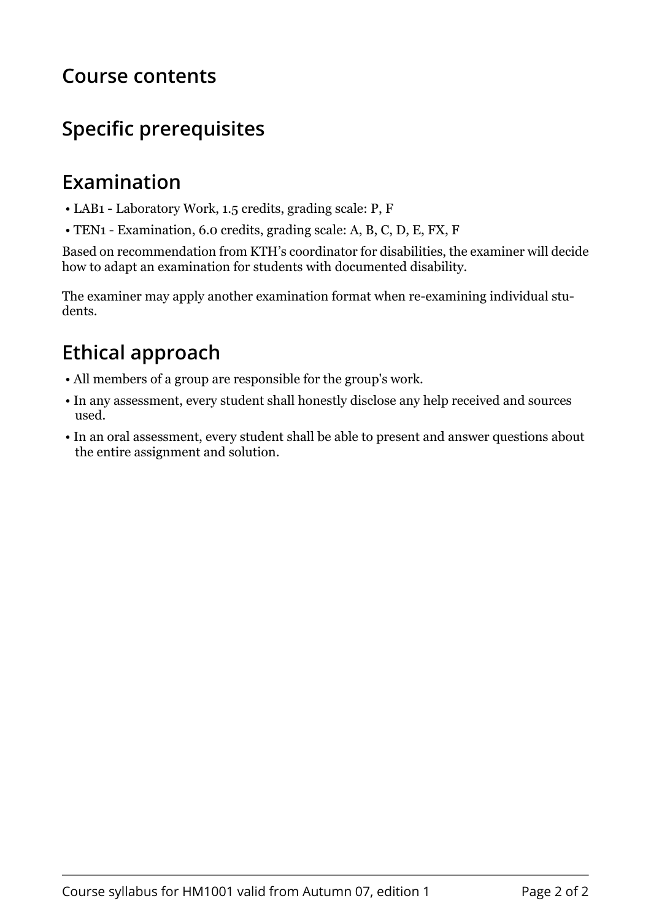## Course contents

## Specific prerequisites

## Examination

- LAB1 - Laboratory Work, 1.5 credits, grading scale: P, F
- TEN1 - Examination, 6.0 credits, grading scale: A, B, C, D, E, FX, F

Based on recommendation from KTH's coordinator for disabilities, the examiner will decide how to adapt an examination for students with documented disability.

The examiner may apply another examination format when re-examining individual students.

## Ethical approach

- All members of a group are responsible for the group's work.
- In any assessment, every student shall honestly disclose any help received and sources used.
- In an oral assessment, every student shall be able to present and answer questions about the entire assignment and solution.